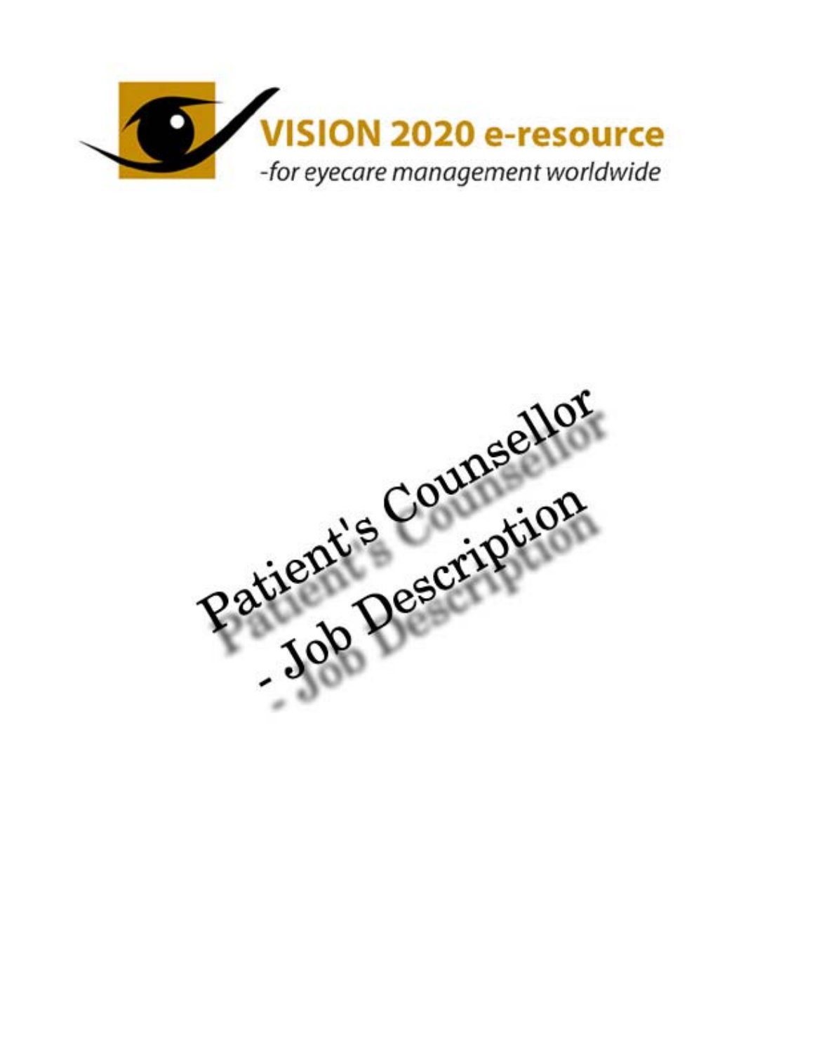VISION 2020 e-resource

-for eyecare management worldwide

# Patient's Counsellor - Job Description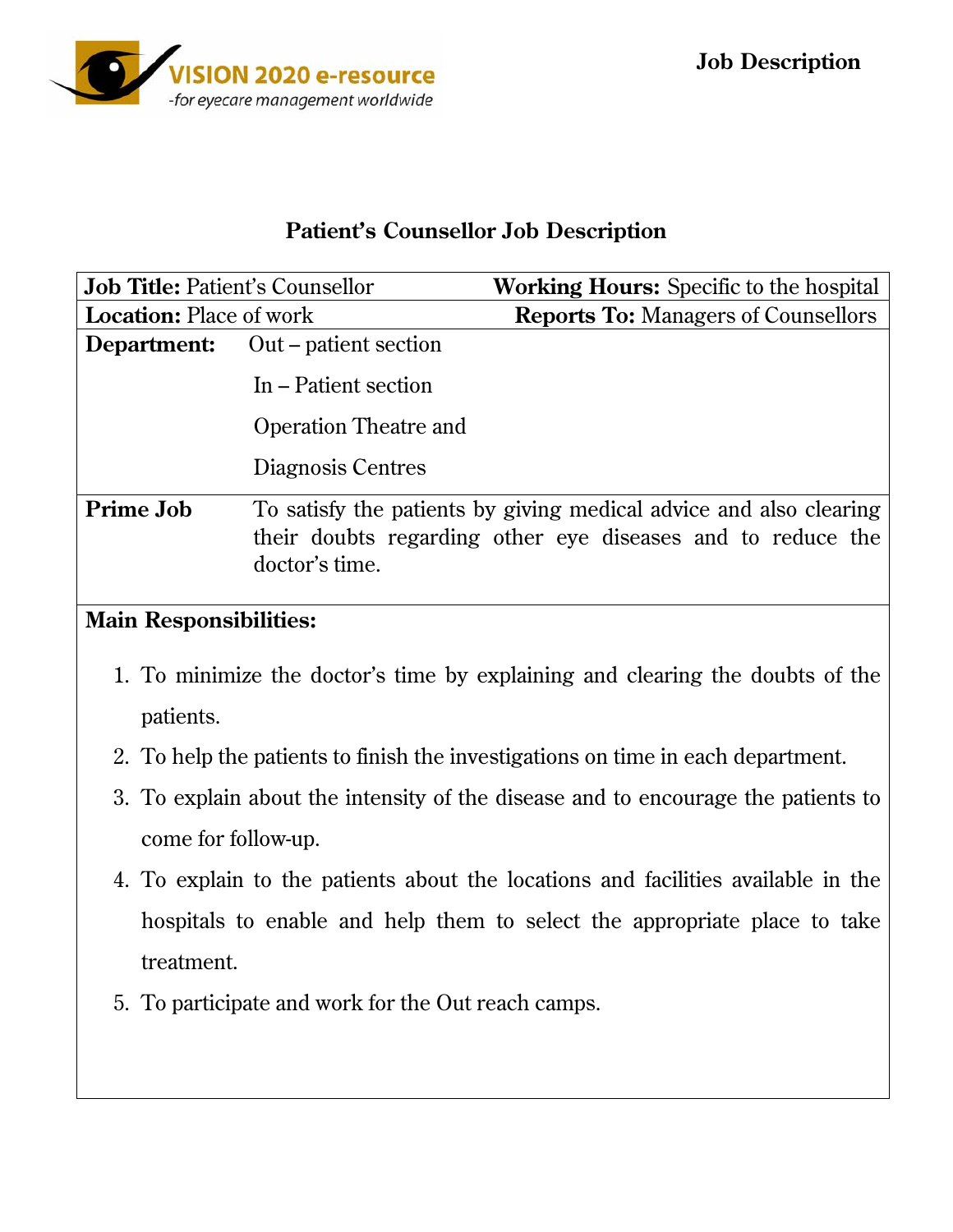# Patient's Counsellor Job Description

| **Job Title:** Patient's Counsellor | **Working Hours:** Specific to the hospital |
|---|---|
| **Location:** Place of work | **Reports To:** Managers of Counsellors |
| **Department:** | Out – patient section<br>In – Patient section<br>Operation Theatre and<br>Diagnosis Centres |
| **Prime Job** | To satisfy the patients by giving medical advice and also clearing their doubts regarding other eye diseases and to reduce the doctor's time. |

**Main Responsibilities:**

1. To minimize the doctor's time by explaining and clearing the doubts of the patients.
2. To help the patients to finish the investigations on time in each department.
3. To explain about the intensity of the disease and to encourage the patients to come for follow-up.
4. To explain to the patients about the locations and facilities available in the hospitals to enable and help them to select the appropriate place to take treatment.
5. To participate and work for the Out reach camps.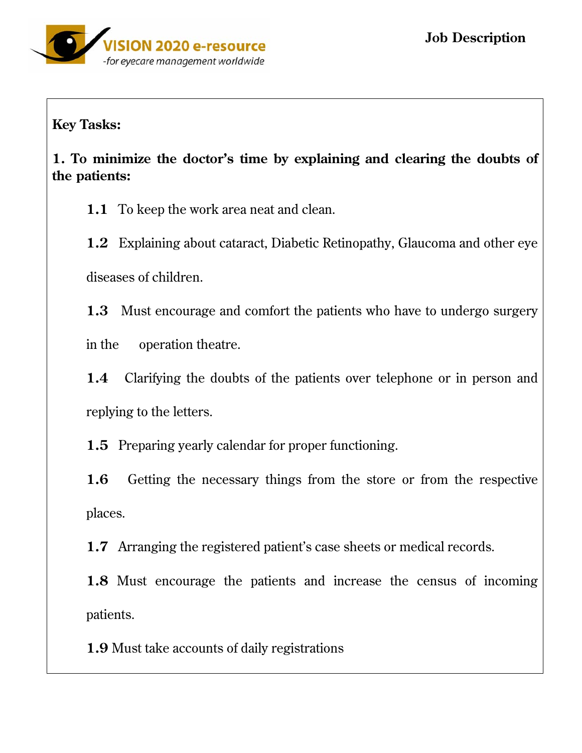**Key Tasks:**

**1. To minimize the doctor's time by explaining and clearing the doubts of the patients:**

**1.1** To keep the work area neat and clean.

**1.2** Explaining about cataract, Diabetic Retinopathy, Glaucoma and other eye diseases of children.

**1.3** Must encourage and comfort the patients who have to undergo surgery in the operation theatre.

**1.4** Clarifying the doubts of the patients over telephone or in person and replying to the letters.

**1.5** Preparing yearly calendar for proper functioning.

**1.6** Getting the necessary things from the store or from the respective places.

**1.7** Arranging the registered patient's case sheets or medical records.

**1.8** Must encourage the patients and increase the census of incoming patients.

**1.9** Must take accounts of daily registrations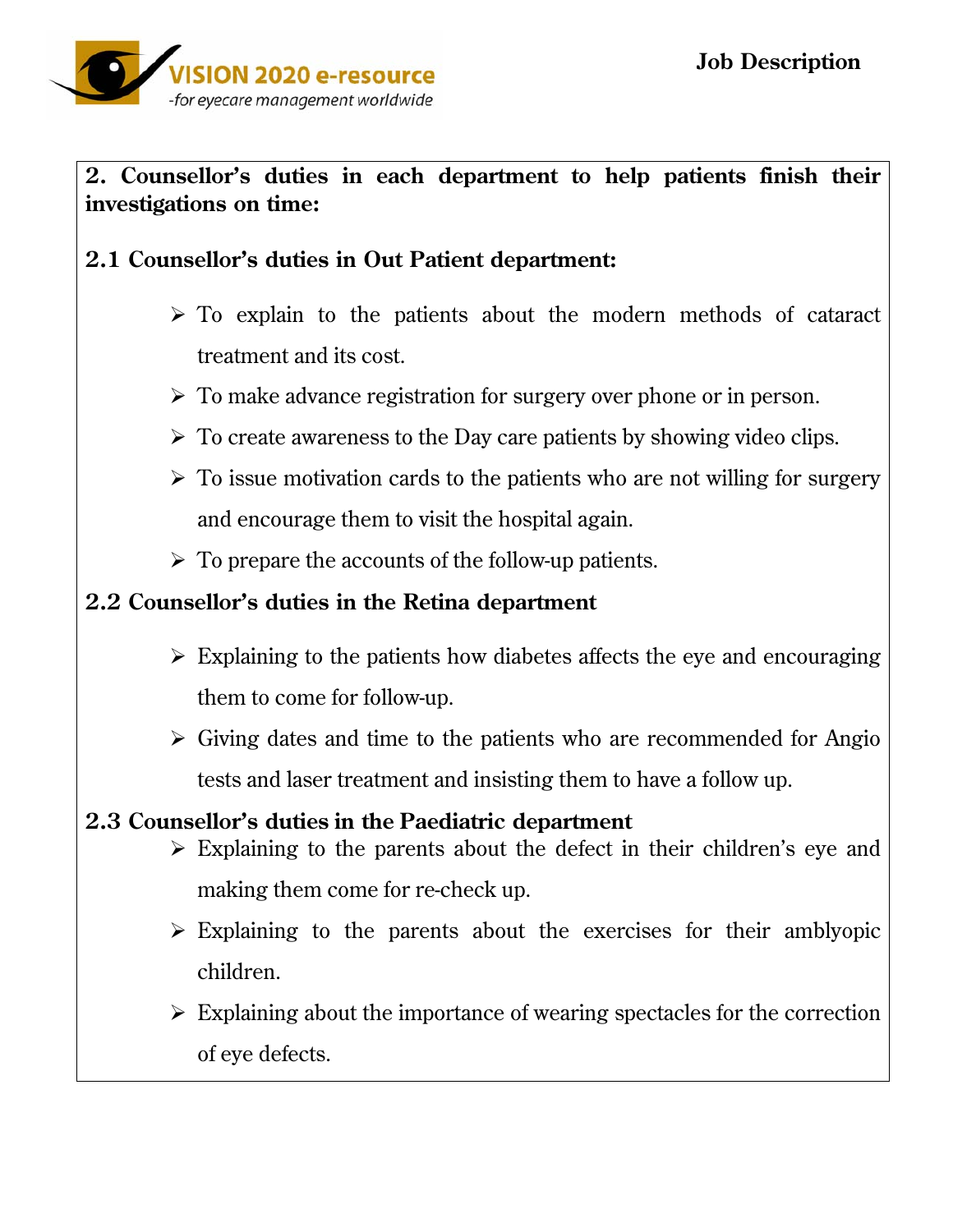**2. Counsellor's duties in each department to help patients finish their investigations on time:**

**2.1 Counsellor's duties in Out Patient department:**

- To explain to the patients about the modern methods of cataract treatment and its cost.
- To make advance registration for surgery over phone or in person.
- To create awareness to the Day care patients by showing video clips.
- To issue motivation cards to the patients who are not willing for surgery and encourage them to visit the hospital again.
- To prepare the accounts of the follow-up patients.

**2.2 Counsellor's duties in the Retina department**

- Explaining to the patients how diabetes affects the eye and encouraging them to come for follow-up.
- Giving dates and time to the patients who are recommended for Angio tests and laser treatment and insisting them to have a follow up.

**2.3 Counsellor's duties in the Paediatric department**

- Explaining to the parents about the defect in their children's eye and making them come for re-check up.
- Explaining to the parents about the exercises for their amblyopic children.
- Explaining about the importance of wearing spectacles for the correction of eye defects.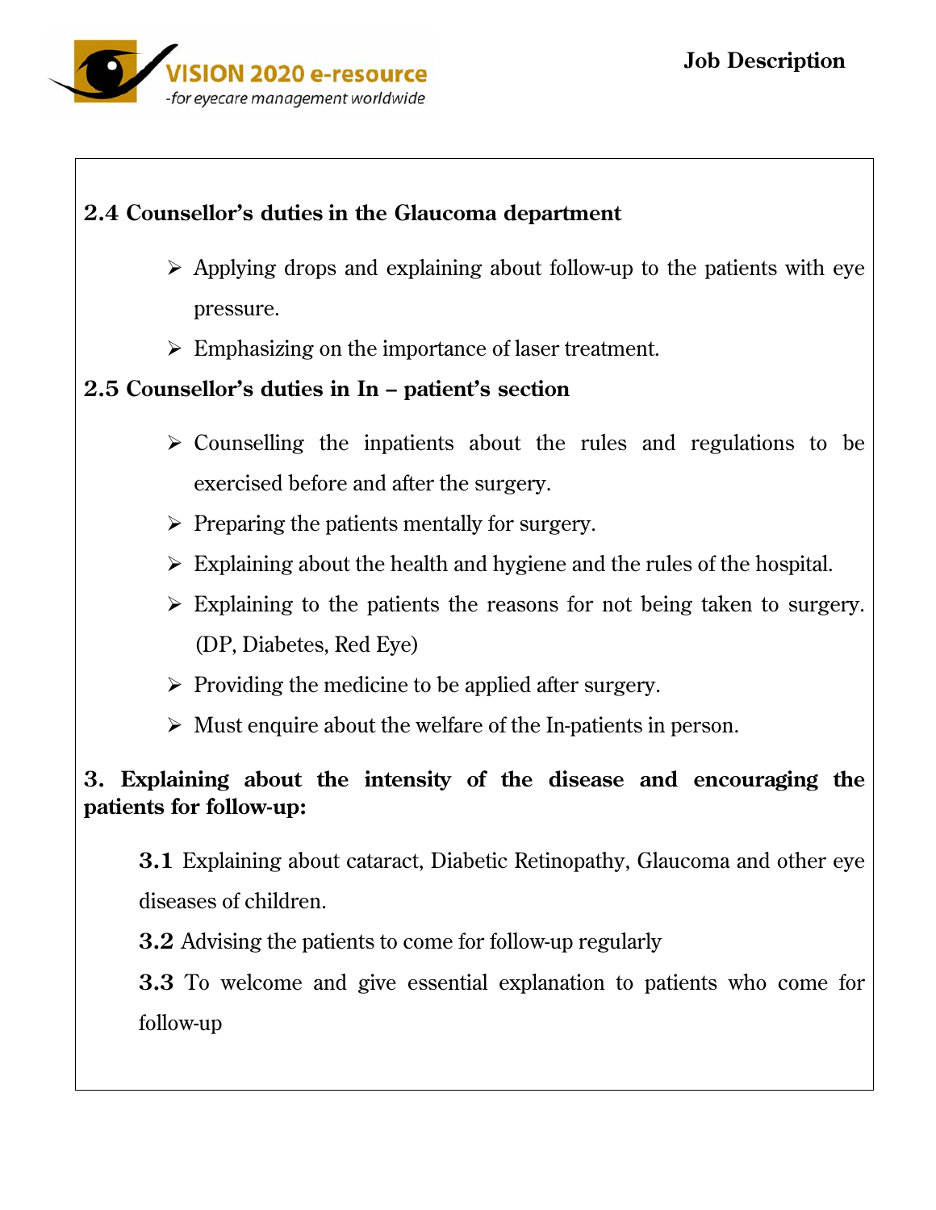### 2.4 Counsellor's duties in the Glaucoma department

- Applying drops and explaining about follow-up to the patients with eye pressure.
- Emphasizing on the importance of laser treatment.

### 2.5 Counsellor's duties in In – patient's section

- Counselling the inpatients about the rules and regulations to be exercised before and after the surgery.
- Preparing the patients mentally for surgery.
- Explaining about the health and hygiene and the rules of the hospital.
- Explaining to the patients the reasons for not being taken to surgery. (DP, Diabetes, Red Eye)
- Providing the medicine to be applied after surgery.
- Must enquire about the welfare of the In-patients in person.

## 3. Explaining about the intensity of the disease and encouraging the patients for follow-up:

**3.1** Explaining about cataract, Diabetic Retinopathy, Glaucoma and other eye diseases of children.

**3.2** Advising the patients to come for follow-up regularly

**3.3** To welcome and give essential explanation to patients who come for follow-up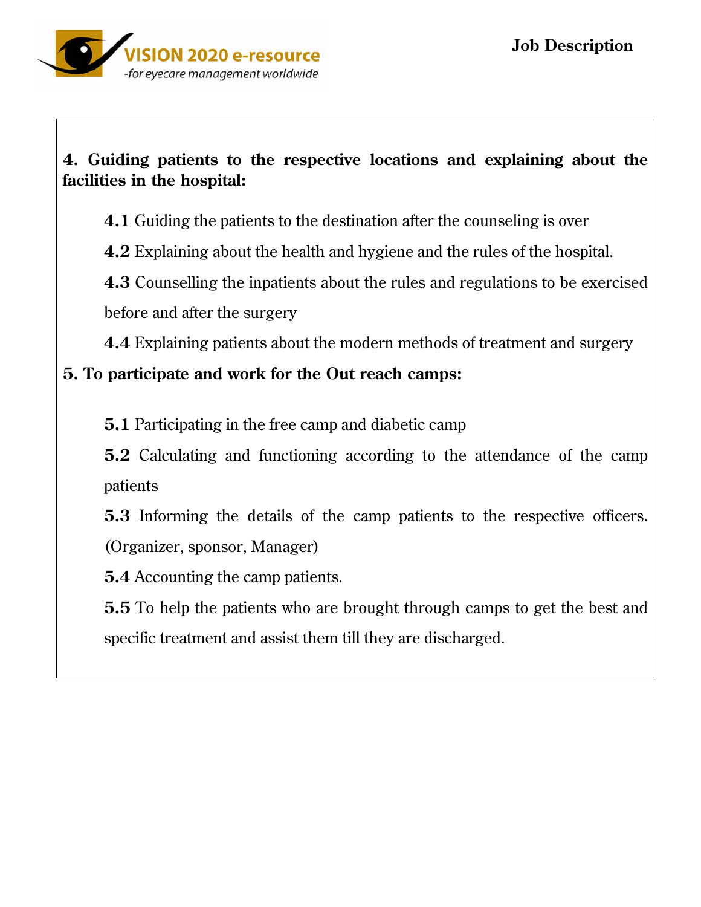**4. Guiding patients to the respective locations and explaining about the facilities in the hospital:**

**4.1** Guiding the patients to the destination after the counseling is over

**4.2** Explaining about the health and hygiene and the rules of the hospital.

**4.3** Counselling the inpatients about the rules and regulations to be exercised before and after the surgery

**4.4** Explaining patients about the modern methods of treatment and surgery

**5. To participate and work for the Out reach camps:**

**5.1** Participating in the free camp and diabetic camp

**5.2** Calculating and functioning according to the attendance of the camp patients

**5.3** Informing the details of the camp patients to the respective officers. (Organizer, sponsor, Manager)

**5.4** Accounting the camp patients.

**5.5** To help the patients who are brought through camps to get the best and specific treatment and assist them till they are discharged.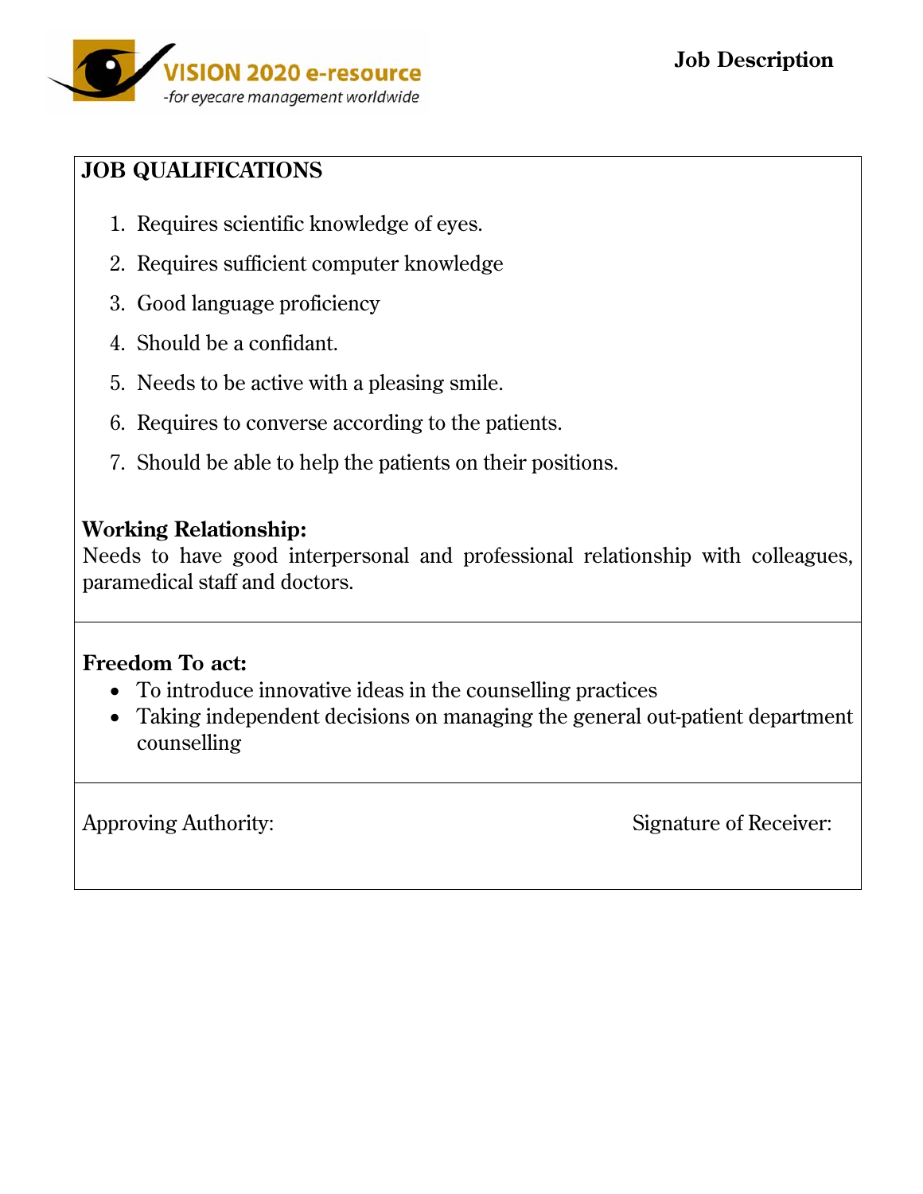## JOB QUALIFICATIONS

1. Requires scientific knowledge of eyes.
2. Requires sufficient computer knowledge
3. Good language proficiency
4. Should be a confidant.
5. Needs to be active with a pleasing smile.
6. Requires to converse according to the patients.
7. Should be able to help the patients on their positions.

**Working Relationship:**
Needs to have good interpersonal and professional relationship with colleagues, paramedical staff and doctors.

**Freedom To act:**

- To introduce innovative ideas in the counselling practices
- Taking independent decisions on managing the general out-patient department counselling

Approving Authority:

Signature of Receiver: